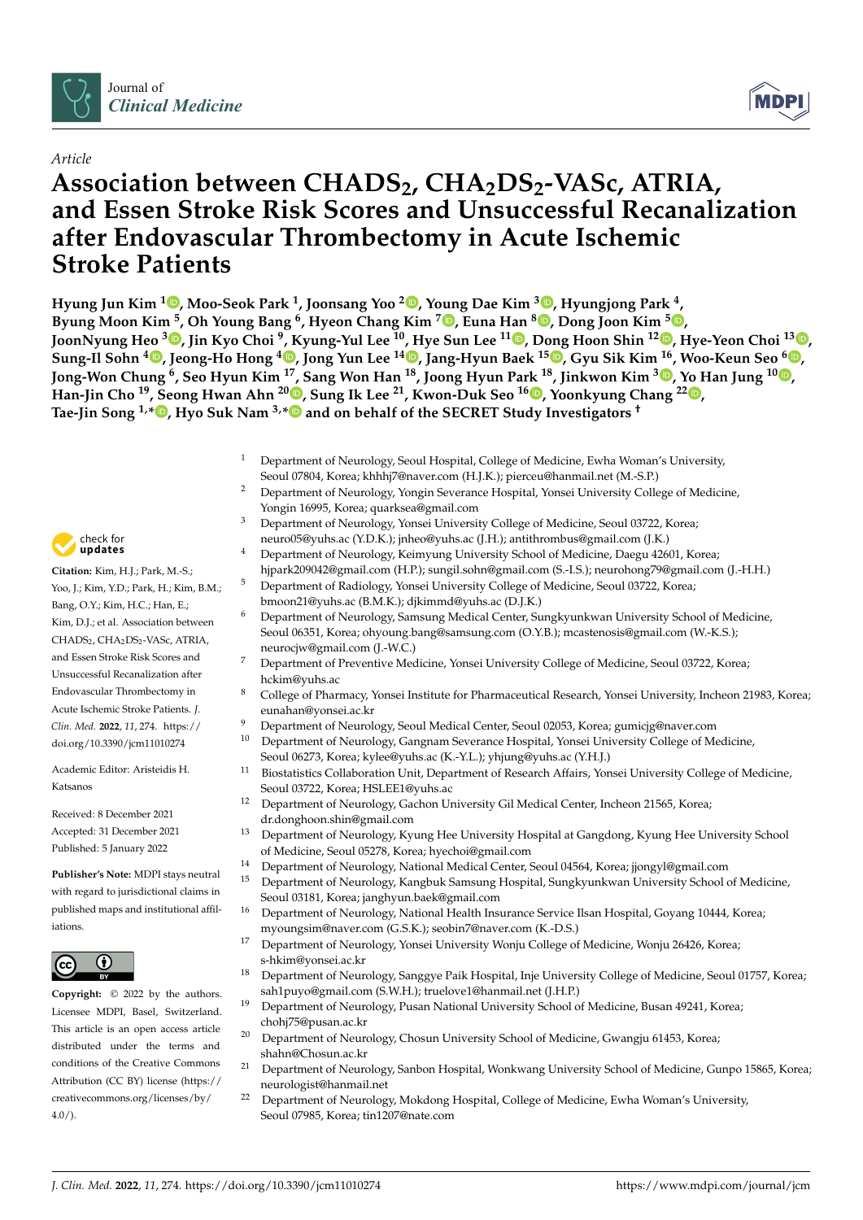*Article*

# Association between $CHADS_2$, $CHA_2DS_2$-VASc, ATRIA, and Essen Stroke Risk Scores and Unsuccessful Recanalization after Endovascular Thrombectomy in Acute Ischemic Stroke Patients

**Hyung Jun Kim [1], Moo-Seok Park [1], Joonsang Yoo [2], Young Dae Kim [3], Hyungjong Park [4], Byung Moon Kim [5], Oh Young Bang [6], Hyeon Chang Kim [7], Euna Han [8], Dong Joon Kim [5], JoonNyung Heo [3], Jin Kyo Choi [9], Kyung-Yul Lee [10], Hye Sun Lee [11], Dong Hoon Shin [12], Hye-Yeon Choi [13], Sung-Il Sohn [4], Jeong-Ho Hong [4], Jong Yun Lee [14], Jang-Hyun Baek [15], Gyu Sik Kim [16], Woo-Keun Seo [6], Jong-Won Chung [6], Seo Hyun Kim [17], Sang Won Han [18], Joong Hyun Park [18], Jinkwon Kim [3], Yo Han Jung [10], Han-Jin Cho [19], Seong Hwan Ahn [20], Sung Ik Lee [21], Kwon-Duk Seo [16], Yoonkyung Chang [22], Tae-Jin Song [1,*], Hyo Suk Nam [3,*] and on behalf of the SECRET Study Investigators †**

[1] Department of Neurology, Seoul Hospital, College of Medicine, Ewha Woman's University, Seoul 07804, Korea; khhhj7@naver.com (H.J.K.); pierceu@hanmail.net (M.-S.P.)

[2] Department of Neurology, Yongin Severance Hospital, Yonsei University College of Medicine, Yongin 16995, Korea; quarksea@gmail.com

[3] Department of Neurology, Yonsei University College of Medicine, Seoul 03722, Korea; neuro05@yuhs.ac (Y.D.K.); jnheo@yuhs.ac (J.H.); antithrombus@gmail.com (J.K.)

[4] Department of Neurology, Keimyung University School of Medicine, Daegu 42601, Korea; hjpark209042@gmail.com (H.P.); sungil.sohn@gmail.com (S.-I.S.); neurohong79@gmail.com (J.-H.H.)

[5] Department of Radiology, Yonsei University College of Medicine, Seoul 03722, Korea; bmoon21@yuhs.ac (B.M.K.); djkimmd@yuhs.ac (D.J.K.)

[6] Department of Neurology, Samsung Medical Center, Sungkyunkwan University School of Medicine, Seoul 06351, Korea; ohyoung.bang@samsung.com (O.Y.B.); mcastenosis@gmail.com (W.-K.S.); neurocjw@gmail.com (J.-W.C.)

[7] Department of Preventive Medicine, Yonsei University College of Medicine, Seoul 03722, Korea; hckim@yuhs.ac

[8] College of Pharmacy, Yonsei Institute for Pharmaceutical Research, Yonsei University, Incheon 21983, Korea; eunahan@yonsei.ac.kr

[9] Department of Neurology, Seoul Medical Center, Seoul 02053, Korea; gumicjg@naver.com

[10] Department of Neurology, Gangnam Severance Hospital, Yonsei University College of Medicine, Seoul 06273, Korea; kylee@yuhs.ac (K.-Y.L.); yhjung@yuhs.ac (Y.H.J.)

[11] Biostatistics Collaboration Unit, Department of Research Affairs, Yonsei University College of Medicine, Seoul 03722, Korea; HSLEE1@yuhs.ac

[12] Department of Neurology, Gachon University Gil Medical Center, Incheon 21565, Korea; dr.donghoon.shin@gmail.com

[13] Department of Neurology, Kyung Hee University Hospital at Gangdong, Kyung Hee University School of Medicine, Seoul 05278, Korea; hyechoi@gmail.com

[14] Department of Neurology, National Medical Center, Seoul 04564, Korea; jjongyl@gmail.com

[15] Department of Neurology, Kangbuk Samsung Hospital, Sungkyunkwan University School of Medicine, Seoul 03181, Korea; janghyun.baek@gmail.com

[16] Department of Neurology, National Health Insurance Service Ilsan Hospital, Goyang 10444, Korea; myoungsim@naver.com (G.S.K.); seobin7@naver.com (K.-D.S.)

[17] Department of Neurology, Yonsei University Wonju College of Medicine, Wonju 26426, Korea; s-hkim@yonsei.ac.kr

[18] Department of Neurology, Sanggye Paik Hospital, Inje University College of Medicine, Seoul 01757, Korea; sah1puyo@gmail.com (S.W.H.); truelove1@hanmail.net (J.H.P.)

[19] Department of Neurology, Pusan National University School of Medicine, Busan 49241, Korea; chohj75@pusan.ac.kr

[20] Department of Neurology, Chosun University School of Medicine, Gwangju 61453, Korea; shahn@Chosun.ac.kr

[21] Department of Neurology, Sanbon Hospital, Wonkwang University School of Medicine, Gunpo 15865, Korea; neurologist@hanmail.net

[22] Department of Neurology, Mokdong Hospital, College of Medicine, Ewha Woman's University, Seoul 07985, Korea; tin1207@nate.com

**Citation:** Kim, H.J.; Park, M.-S.; Yoo, J.; Kim, Y.D.; Park, H.; Kim, B.M.; Bang, O.Y.; Kim, H.C.; Han, E.; Kim, D.J.; et al. Association between $CHADS_2$, $CHA_2DS_2$-VASc, ATRIA, and Essen Stroke Risk Scores and Unsuccessful Recanalization after Endovascular Thrombectomy in Acute Ischemic Stroke Patients. *J. Clin. Med.* **2022**, *11*, 274. https://doi.org/10.3390/jcm11010274

Academic Editor: Aristeidis H. Katsanos

Received: 8 December 2021
Accepted: 31 December 2021
Published: 5 January 2022

**Publisher's Note:** MDPI stays neutral with regard to jurisdictional claims in published maps and institutional affiliations.

**Copyright:** © 2022 by the authors. Licensee MDPI, Basel, Switzerland. This article is an open access article distributed under the terms and conditions of the Creative Commons Attribution (CC BY) license (https://creativecommons.org/licenses/by/4.0/).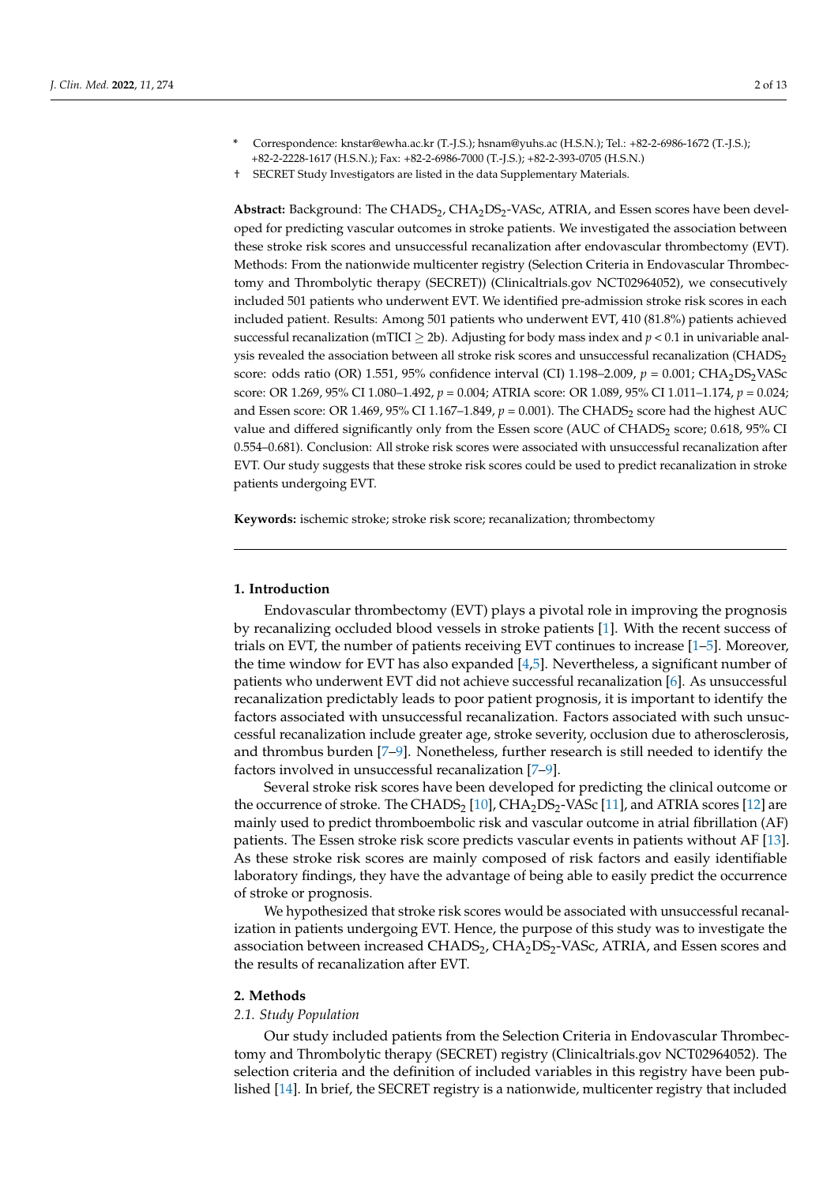\* Correspondence: knstar@ewha.ac.kr (T.-J.S.); hsnam@yuhs.ac (H.S.N.); Tel.: +82-2-6986-1672 (T.-J.S.); +82-2-2228-1617 (H.S.N.); Fax: +82-2-6986-7000 (T.-J.S.); +82-2-393-0705 (H.S.N.)

† SECRET Study Investigators are listed in the data Supplementary Materials.

**Abstract:** Background: The $CHADS_2$, $CHA_2DS_2$-VASc, ATRIA, and Essen scores have been developed for predicting vascular outcomes in stroke patients. We investigated the association between these stroke risk scores and unsuccessful recanalization after endovascular thrombectomy (EVT). Methods: From the nationwide multicenter registry (Selection Criteria in Endovascular Thrombectomy and Thrombolytic therapy (SECRET)) (Clinicaltrials.gov NCT02964052), we consecutively included 501 patients who underwent EVT. We identified pre-admission stroke risk scores in each included patient. Results: Among 501 patients who underwent EVT, 410 (81.8%) patients achieved successful recanalization (mTICI $\geq$ 2b). Adjusting for body mass index and $p < 0.1$ in univariable analysis revealed the association between all stroke risk scores and unsuccessful recanalization ($CHADS_2$ score: odds ratio (OR) 1.551, 95% confidence interval (CI) 1.198–2.009, $p = 0.001$; $CHA_2DS_2$VASc score: OR 1.269, 95% CI 1.080–1.492, $p = 0.004$; ATRIA score: OR 1.089, 95% CI 1.011–1.174, $p = 0.024$; and Essen score: OR 1.469, 95% CI 1.167–1.849, $p = 0.001$). The $CHADS_2$ score had the highest AUC value and differed significantly only from the Essen score (AUC of $CHADS_2$ score; 0.618, 95% CI 0.554–0.681). Conclusion: All stroke risk scores were associated with unsuccessful recanalization after EVT. Our study suggests that these stroke risk scores could be used to predict recanalization in stroke patients undergoing EVT.

**Keywords:** ischemic stroke; stroke risk score; recanalization; thrombectomy

## 1. Introduction

Endovascular thrombectomy (EVT) plays a pivotal role in improving the prognosis by recanalizing occluded blood vessels in stroke patients [1]. With the recent success of trials on EVT, the number of patients receiving EVT continues to increase [1–5]. Moreover, the time window for EVT has also expanded [4,5]. Nevertheless, a significant number of patients who underwent EVT did not achieve successful recanalization [6]. As unsuccessful recanalization predictably leads to poor patient prognosis, it is important to identify the factors associated with unsuccessful recanalization. Factors associated with such unsuccessful recanalization include greater age, stroke severity, occlusion due to atherosclerosis, and thrombus burden [7–9]. Nonetheless, further research is still needed to identify the factors involved in unsuccessful recanalization [7–9].

Several stroke risk scores have been developed for predicting the clinical outcome or the occurrence of stroke. The $CHADS_2$ [10], $CHA_2DS_2$-VASc [11], and ATRIA scores [12] are mainly used to predict thromboembolic risk and vascular outcome in atrial fibrillation (AF) patients. The Essen stroke risk score predicts vascular events in patients without AF [13]. As these stroke risk scores are mainly composed of risk factors and easily identifiable laboratory findings, they have the advantage of being able to easily predict the occurrence of stroke or prognosis.

We hypothesized that stroke risk scores would be associated with unsuccessful recanalization in patients undergoing EVT. Hence, the purpose of this study was to investigate the association between increased $CHADS_2$, $CHA_2DS_2$-VASc, ATRIA, and Essen scores and the results of recanalization after EVT.

## 2. Methods

### *2.1. Study Population*

Our study included patients from the Selection Criteria in Endovascular Thrombectomy and Thrombolytic therapy (SECRET) registry (Clinicaltrials.gov NCT02964052). The selection criteria and the definition of included variables in this registry have been published [14]. In brief, the SECRET registry is a nationwide, multicenter registry that included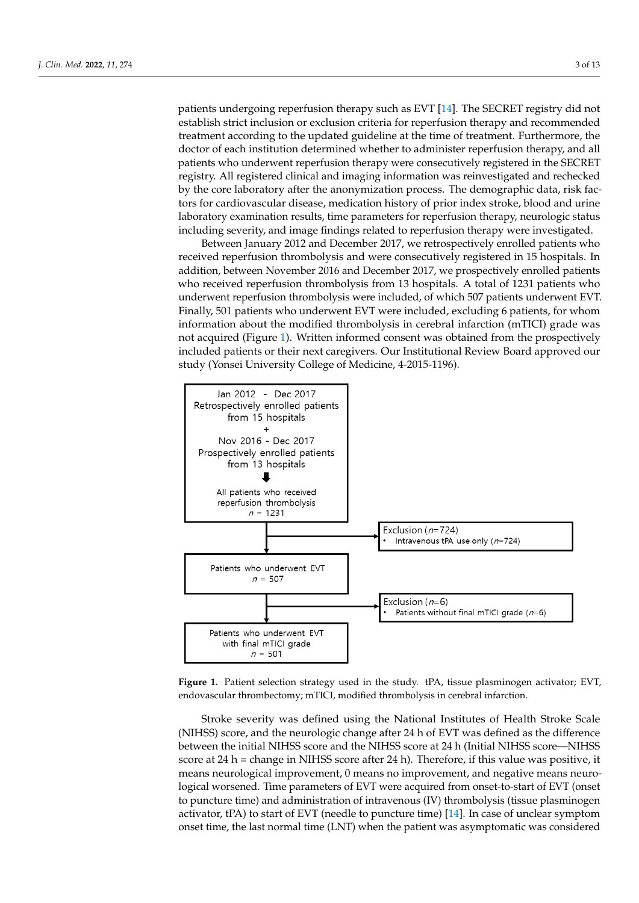patients undergoing reperfusion therapy such as EVT [14]. The SECRET registry did not establish strict inclusion or exclusion criteria for reperfusion therapy and recommended treatment according to the updated guideline at the time of treatment. Furthermore, the doctor of each institution determined whether to administer reperfusion therapy, and all patients who underwent reperfusion therapy were consecutively registered in the SECRET registry. All registered clinical and imaging information was reinvestigated and rechecked by the core laboratory after the anonymization process. The demographic data, risk factors for cardiovascular disease, medication history of prior index stroke, blood and urine laboratory examination results, time parameters for reperfusion therapy, neurologic status including severity, and image findings related to reperfusion therapy were investigated.

Between January 2012 and December 2017, we retrospectively enrolled patients who received reperfusion thrombolysis and were consecutively registered in 15 hospitals. In addition, between November 2016 and December 2017, we prospectively enrolled patients who received reperfusion thrombolysis from 13 hospitals. A total of 1231 patients who underwent reperfusion thrombolysis were included, of which 507 patients underwent EVT. Finally, 501 patients who underwent EVT were included, excluding 6 patients, for whom information about the modified thrombolysis in cerebral infarction (mTICI) grade was not acquired (Figure 1). Written informed consent was obtained from the prospectively included patients or their next caregivers. Our Institutional Review Board approved our study (Yonsei University College of Medicine, 4-2015-1196).

Jan 2012 - Dec 2017
Retrospectively enrolled patients from 15 hospitals
+
Nov 2016 - Dec 2017
Prospectively enrolled patients from 13 hospitals

All patients who received reperfusion thrombolysis
$n$ = 1231

Exclusion ($n$=724)
- Intravenous tPA use only ($n$=724)

Patients who underwent EVT
$n$ = 507

Exclusion ($n$=6)
- Patients without final mTICI grade ($n$=6)

Patients who underwent EVT with final mTICI grade
$n$ = 501

**Figure 1.** Patient selection strategy used in the study. tPA, tissue plasminogen activator; EVT, endovascular thrombectomy; mTICI, modified thrombolysis in cerebral infarction.

Stroke severity was defined using the National Institutes of Health Stroke Scale (NIHSS) score, and the neurologic change after 24 h of EVT was defined as the difference between the initial NIHSS score and the NIHSS score at 24 h (Initial NIHSS score—NIHSS score at 24 h = change in NIHSS score after 24 h). Therefore, if this value was positive, it means neurological improvement, 0 means no improvement, and negative means neurological worsened. Time parameters of EVT were acquired from onset-to-start of EVT (onset to puncture time) and administration of intravenous (IV) thrombolysis (tissue plasminogen activator, tPA) to start of EVT (needle to puncture time) [14]. In case of unclear symptom onset time, the last normal time (LNT) when the patient was asymptomatic was considered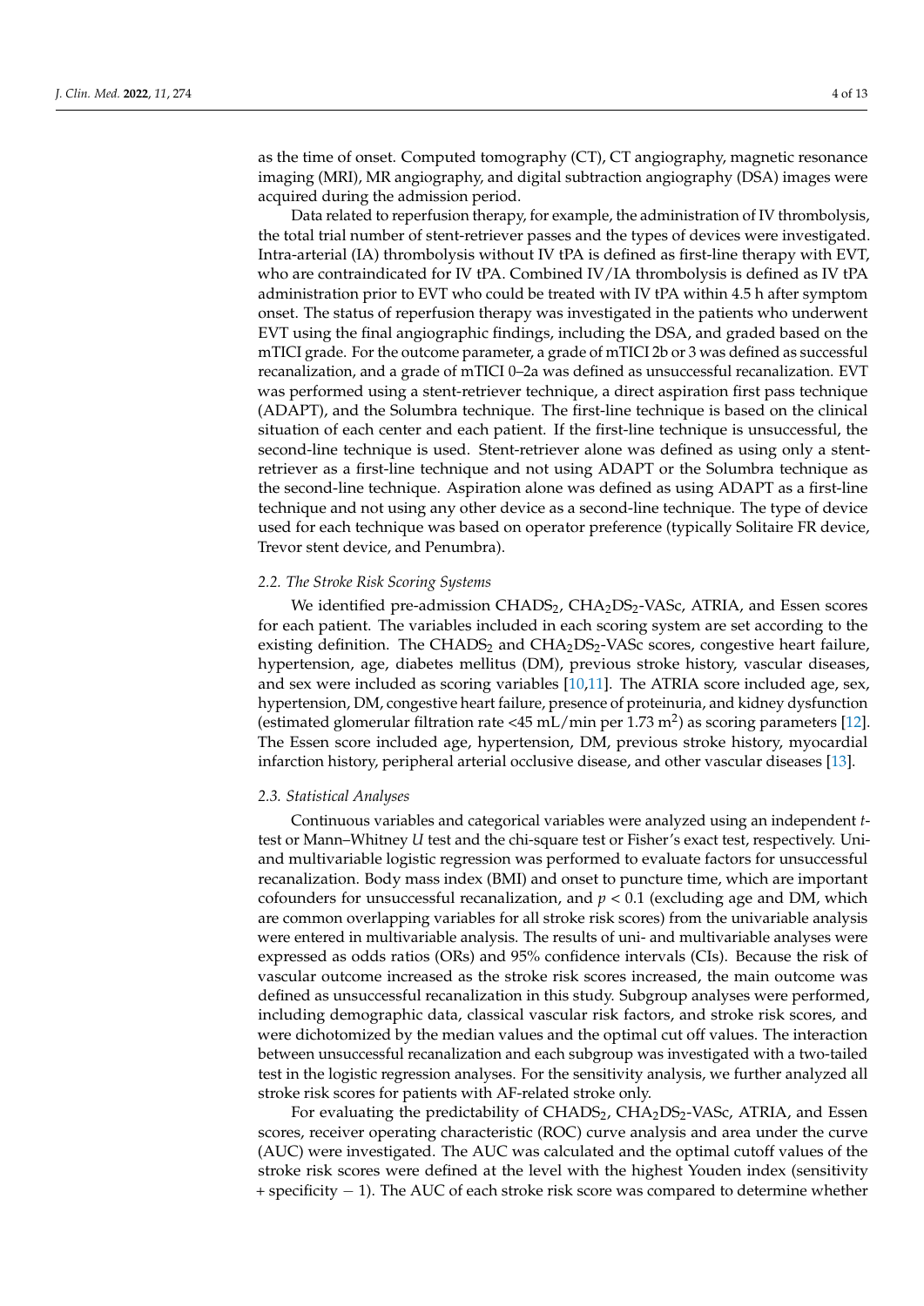as the time of onset. Computed tomography (CT), CT angiography, magnetic resonance imaging (MRI), MR angiography, and digital subtraction angiography (DSA) images were acquired during the admission period.

Data related to reperfusion therapy, for example, the administration of IV thrombolysis, the total trial number of stent-retriever passes and the types of devices were investigated. Intra-arterial (IA) thrombolysis without IV tPA is defined as first-line therapy with EVT, who are contraindicated for IV tPA. Combined IV/IA thrombolysis is defined as IV tPA administration prior to EVT who could be treated with IV tPA within 4.5 h after symptom onset. The status of reperfusion therapy was investigated in the patients who underwent EVT using the final angiographic findings, including the DSA, and graded based on the mTICI grade. For the outcome parameter, a grade of mTICI 2b or 3 was defined as successful recanalization, and a grade of mTICI 0–2a was defined as unsuccessful recanalization. EVT was performed using a stent-retriever technique, a direct aspiration first pass technique (ADAPT), and the Solumbra technique. The first-line technique is based on the clinical situation of each center and each patient. If the first-line technique is unsuccessful, the second-line technique is used. Stent-retriever alone was defined as using only a stent-retriever as a first-line technique and not using ADAPT or the Solumbra technique as the second-line technique. Aspiration alone was defined as using ADAPT as a first-line technique and not using any other device as a second-line technique. The type of device used for each technique was based on operator preference (typically Solitaire FR device, Trevor stent device, and Penumbra).

### 2.2. The Stroke Risk Scoring Systems

We identified pre-admission $CHADS_2$, $CHA_2DS_2$-VASc, ATRIA, and Essen scores for each patient. The variables included in each scoring system are set according to the existing definition. The $CHADS_2$ and $CHA_2DS_2$-VASc scores, congestive heart failure, hypertension, age, diabetes mellitus (DM), previous stroke history, vascular diseases, and sex were included as scoring variables [10,11]. The ATRIA score included age, sex, hypertension, DM, congestive heart failure, presence of proteinuria, and kidney dysfunction (estimated glomerular filtration rate <45 mL/min per 1.73 $m^2$) as scoring parameters [12]. The Essen score included age, hypertension, DM, previous stroke history, myocardial infarction history, peripheral arterial occlusive disease, and other vascular diseases [13].

### 2.3. Statistical Analyses

Continuous variables and categorical variables were analyzed using an independent *t*-test or Mann–Whitney *U* test and the chi-square test or Fisher's exact test, respectively. Uni- and multivariable logistic regression was performed to evaluate factors for unsuccessful recanalization. Body mass index (BMI) and onset to puncture time, which are important cofounders for unsuccessful recanalization, and $p < 0.1$ (excluding age and DM, which are common overlapping variables for all stroke risk scores) from the univariable analysis were entered in multivariable analysis. The results of uni- and multivariable analyses were expressed as odds ratios (ORs) and 95% confidence intervals (CIs). Because the risk of vascular outcome increased as the stroke risk scores increased, the main outcome was defined as unsuccessful recanalization in this study. Subgroup analyses were performed, including demographic data, classical vascular risk factors, and stroke risk scores, and were dichotomized by the median values and the optimal cut off values. The interaction between unsuccessful recanalization and each subgroup was investigated with a two-tailed test in the logistic regression analyses. For the sensitivity analysis, we further analyzed all stroke risk scores for patients with AF-related stroke only.

For evaluating the predictability of $CHADS_2$, $CHA_2DS_2$-VASc, ATRIA, and Essen scores, receiver operating characteristic (ROC) curve analysis and area under the curve (AUC) were investigated. The AUC was calculated and the optimal cutoff values of the stroke risk scores were defined at the level with the highest Youden index (sensitivity + specificity − 1). The AUC of each stroke risk score was compared to determine whether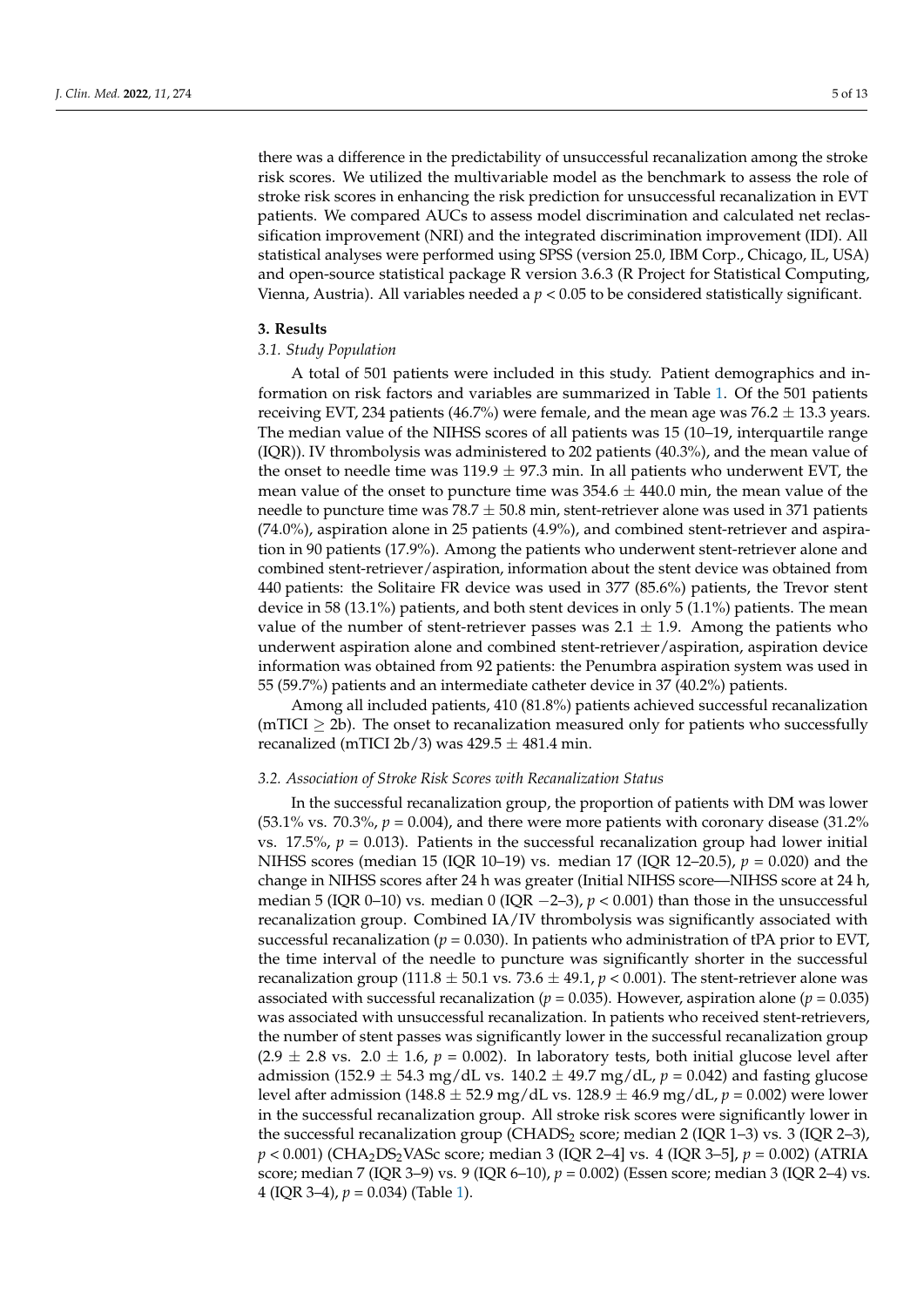there was a difference in the predictability of unsuccessful recanalization among the stroke risk scores. We utilized the multivariable model as the benchmark to assess the role of stroke risk scores in enhancing the risk prediction for unsuccessful recanalization in EVT patients. We compared AUCs to assess model discrimination and calculated net reclassification improvement (NRI) and the integrated discrimination improvement (IDI). All statistical analyses were performed using SPSS (version 25.0, IBM Corp., Chicago, IL, USA) and open-source statistical package R version 3.6.3 (R Project for Statistical Computing, Vienna, Austria). All variables needed a $p < 0.05$ to be considered statistically significant.

## 3. Results

### 3.1. Study Population

A total of 501 patients were included in this study. Patient demographics and information on risk factors and variables are summarized in Table 1. Of the 501 patients receiving EVT, 234 patients (46.7%) were female, and the mean age was $76.2 \pm 13.3$ years. The median value of the NIHSS scores of all patients was 15 (10–19, interquartile range (IQR)). IV thrombolysis was administered to 202 patients (40.3%), and the mean value of the onset to needle time was $119.9 \pm 97.3$ min. In all patients who underwent EVT, the mean value of the onset to puncture time was $354.6 \pm 440.0$ min, the mean value of the needle to puncture time was $78.7 \pm 50.8$ min, stent-retriever alone was used in 371 patients (74.0%), aspiration alone in 25 patients (4.9%), and combined stent-retriever and aspiration in 90 patients (17.9%). Among the patients who underwent stent-retriever alone and combined stent-retriever/aspiration, information about the stent device was obtained from 440 patients: the Solitaire FR device was used in 377 (85.6%) patients, the Trevor stent device in 58 (13.1%) patients, and both stent devices in only 5 (1.1%) patients. The mean value of the number of stent-retriever passes was $2.1 \pm 1.9$. Among the patients who underwent aspiration alone and combined stent-retriever/aspiration, aspiration device information was obtained from 92 patients: the Penumbra aspiration system was used in 55 (59.7%) patients and an intermediate catheter device in 37 (40.2%) patients.

Among all included patients, 410 (81.8%) patients achieved successful recanalization (mTICI $\geq$ 2b). The onset to recanalization measured only for patients who successfully recanalized (mTICI 2b/3) was $429.5 \pm 481.4$ min.

### 3.2. Association of Stroke Risk Scores with Recanalization Status

In the successful recanalization group, the proportion of patients with DM was lower (53.1% vs. 70.3%, $p = 0.004$), and there were more patients with coronary disease (31.2% vs. 17.5%, $p = 0.013$). Patients in the successful recanalization group had lower initial NIHSS scores (median 15 (IQR 10–19) vs. median 17 (IQR 12–20.5), $p = 0.020$) and the change in NIHSS scores after 24 h was greater (Initial NIHSS score—NIHSS score at 24 h, median 5 (IQR 0–10) vs. median 0 (IQR −2–3), $p < 0.001$) than those in the unsuccessful recanalization group. Combined IA/IV thrombolysis was significantly associated with successful recanalization ($p = 0.030$). In patients who administration of tPA prior to EVT, the time interval of the needle to puncture was significantly shorter in the successful recanalization group ($111.8 \pm 50.1$ vs. $73.6 \pm 49.1$, $p < 0.001$). The stent-retriever alone was associated with successful recanalization ($p = 0.035$). However, aspiration alone ($p = 0.035$) was associated with unsuccessful recanalization. In patients who received stent-retrievers, the number of stent passes was significantly lower in the successful recanalization group ($2.9 \pm 2.8$ vs. $2.0 \pm 1.6$, $p = 0.002$). In laboratory tests, both initial glucose level after admission ($152.9 \pm 54.3$ mg/dL vs. $140.2 \pm 49.7$ mg/dL, $p = 0.042$) and fasting glucose level after admission ($148.8 \pm 52.9$ mg/dL vs. $128.9 \pm 46.9$ mg/dL, $p = 0.002$) were lower in the successful recanalization group. All stroke risk scores were significantly lower in the successful recanalization group ($CHADS_2$ score; median 2 (IQR 1–3) vs. 3 (IQR 2–3), $p < 0.001$) ($CHA_2DS_2VASc$ score; median 3 (IQR 2–4] vs. 4 (IQR 3–5], $p = 0.002$) (ATRIA score; median 7 (IQR 3–9) vs. 9 (IQR 6–10), $p = 0.002$) (Essen score; median 3 (IQR 2–4) vs. 4 (IQR 3–4), $p = 0.034$) (Table 1).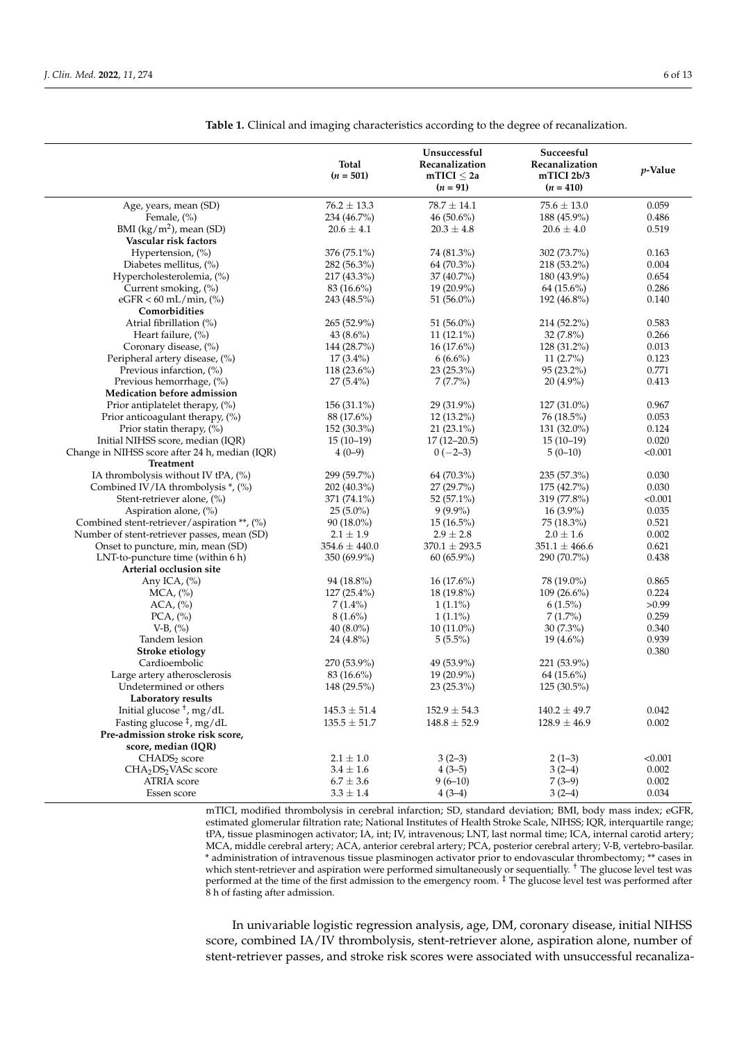**Table 1.** Clinical and imaging characteristics according to the degree of recanalization.

| | Total ($n$ = 501) | Unsuccessful Recanalization mTICI ≤ 2a ($n$ = 91) | Succeesful Recanalization mTICI 2b/3 ($n$ = 410) | $p$-Value |
|---|---|---|---|---|
| Age, years, mean (SD) | 76.2 ± 13.3 | 78.7 ± 14.1 | 75.6 ± 13.0 | 0.059 |
| Female, (%) | 234 (46.7%) | 46 (50.6%) | 188 (45.9%) | 0.486 |
| BMI (kg/m$^2$), mean (SD) | 20.6 ± 4.1 | 20.3 ± 4.8 | 20.6 ± 4.0 | 0.519 |
| **Vascular risk factors** | | | | |
| Hypertension, (%) | 376 (75.1%) | 74 (81.3%) | 302 (73.7%) | 0.163 |
| Diabetes mellitus, (%) | 282 (56.3%) | 64 (70.3%) | 218 (53.2%) | 0.004 |
| Hypercholesterolemia, (%) | 217 (43.3%) | 37 (40.7%) | 180 (43.9%) | 0.654 |
| Current smoking, (%) | 83 (16.6%) | 19 (20.9%) | 64 (15.6%) | 0.286 |
| eGFR < 60 mL/min, (%) | 243 (48.5%) | 51 (56.0%) | 192 (46.8%) | 0.140 |
| **Comorbidities** | | | | |
| Atrial fibrillation (%) | 265 (52.9%) | 51 (56.0%) | 214 (52.2%) | 0.583 |
| Heart failure, (%) | 43 (8.6%) | 11 (12.1%) | 32 (7.8%) | 0.266 |
| Coronary disease, (%) | 144 (28.7%) | 16 (17.6%) | 128 (31.2%) | 0.013 |
| Peripheral artery disease, (%) | 17 (3.4%) | 6 (6.6%) | 11 (2.7%) | 0.123 |
| Previous infarction, (%) | 118 (23.6%) | 23 (25.3%) | 95 (23.2%) | 0.771 |
| Previous hemorrhage, (%) | 27 (5.4%) | 7 (7.7%) | 20 (4.9%) | 0.413 |
| **Medication before admission** | | | | |
| Prior antiplatelet therapy, (%) | 156 (31.1%) | 29 (31.9%) | 127 (31.0%) | 0.967 |
| Prior anticoagulant therapy, (%) | 88 (17.6%) | 12 (13.2%) | 76 (18.5%) | 0.053 |
| Prior statin therapy, (%) | 152 (30.3%) | 21 (23.1%) | 131 (32.0%) | 0.124 |
| Initial NIHSS score, median (IQR) | 15 (10–19) | 17 (12–20.5) | 15 (10–19) | 0.020 |
| Change in NIHSS score after 24 h, median (IQR) | 4 (0–9) | 0 (−2–3) | 5 (0–10) | <0.001 |
| **Treatment** | | | | |
| IA thrombolysis without IV tPA, (%) | 299 (59.7%) | 64 (70.3%) | 235 (57.3%) | 0.030 |
| Combined IV/IA thrombolysis *, (%) | 202 (40.3%) | 27 (29.7%) | 175 (42.7%) | 0.030 |
| Stent-retriever alone, (%) | 371 (74.1%) | 52 (57.1%) | 319 (77.8%) | <0.001 |
| Aspiration alone, (%) | 25 (5.0%) | 9 (9.9%) | 16 (3.9%) | 0.035 |
| Combined stent-retriever/aspiration **, (%) | 90 (18.0%) | 15 (16.5%) | 75 (18.3%) | 0.521 |
| Number of stent-retriever passes, mean (SD) | 2.1 ± 1.9 | 2.9 ± 2.8 | 2.0 ± 1.6 | 0.002 |
| Onset to puncture, min, mean (SD) | 354.6 ± 440.0 | 370.1 ± 293.5 | 351.1 ± 466.6 | 0.621 |
| LNT-to-puncture time (within 6 h) | 350 (69.9%) | 60 (65.9%) | 290 (70.7%) | 0.438 |
| **Arterial occlusion site** | | | | |
| Any ICA, (%) | 94 (18.8%) | 16 (17.6%) | 78 (19.0%) | 0.865 |
| MCA, (%) | 127 (25.4%) | 18 (19.8%) | 109 (26.6%) | 0.224 |
| ACA, (%) | 7 (1.4%) | 1 (1.1%) | 6 (1.5%) | >0.99 |
| PCA, (%) | 8 (1.6%) | 1 (1.1%) | 7 (1.7%) | 0.259 |
| V-B, (%) | 40 (8.0%) | 10 (11.0%) | 30 (7.3%) | 0.340 |
| Tandem lesion | 24 (4.8%) | 5 (5.5%) | 19 (4.6%) | 0.939 |
| **Stroke etiology** | | | | 0.380 |
| Cardioembolic | 270 (53.9%) | 49 (53.9%) | 221 (53.9%) | |
| Large artery atherosclerosis | 83 (16.6%) | 19 (20.9%) | 64 (15.6%) | |
| Undetermined or others | 148 (29.5%) | 23 (25.3%) | 125 (30.5%) | |
| **Laboratory results** | | | | |
| Initial glucose †, mg/dL | 145.3 ± 51.4 | 152.9 ± 54.3 | 140.2 ± 49.7 | 0.042 |
| Fasting glucose ‡, mg/dL | 135.5 ± 51.7 | 148.8 ± 52.9 | 128.9 ± 46.9 | 0.002 |
| **Pre-admission stroke risk score, score, median (IQR)** | | | | |
| $CHADS_2$ score | 2.1 ± 1.0 | 3 (2–3) | 2 (1–3) | <0.001 |
| $CHA_2DS_2VASc$ score | 3.4 ± 1.6 | 4 (3–5) | 3 (2–4) | 0.002 |
| ATRIA score | 6.7 ± 3.6 | 9 (6–10) | 7 (3–9) | 0.002 |
| Essen score | 3.3 ± 1.4 | 4 (3–4) | 3 (2–4) | 0.034 |

mTICI, modified thrombolysis in cerebral infarction; SD, standard deviation; BMI, body mass index; eGFR, estimated glomerular filtration rate; National Institutes of Health Stroke Scale, NIHSS; IQR, interquartile range; tPA, tissue plasminogen activator; IA, int; IV, intravenous; LNT, last normal time; ICA, internal carotid artery; MCA, middle cerebral artery; ACA, anterior cerebral artery; PCA, posterior cerebral artery; V-B, vertebro-basilar. * administration of intravenous tissue plasminogen activator prior to endovascular thrombectomy; ** cases in which stent-retriever and aspiration were performed simultaneously or sequentially. † The glucose level test was performed at the time of the first admission to the emergency room. ‡ The glucose level test was performed after 8 h of fasting after admission.

In univariable logistic regression analysis, age, DM, coronary disease, initial NIHSS score, combined IA/IV thrombolysis, stent-retriever alone, aspiration alone, number of stent-retriever passes, and stroke risk scores were associated with unsuccessful recanaliza-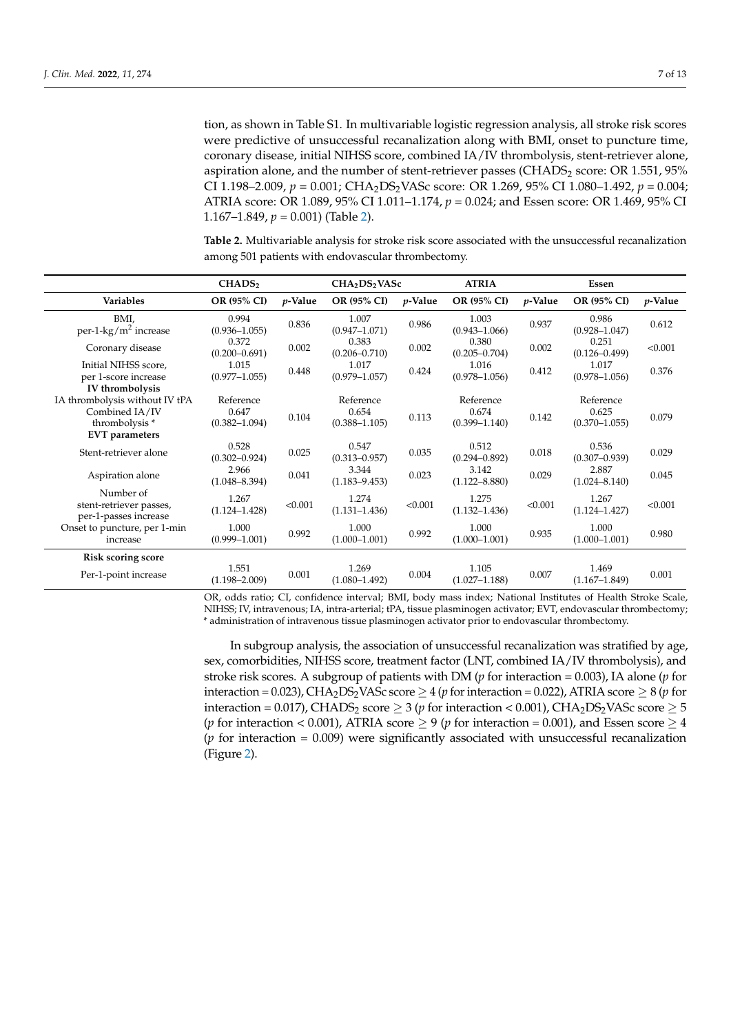tion, as shown in Table S1. In multivariable logistic regression analysis, all stroke risk scores were predictive of unsuccessful recanalization along with BMI, onset to puncture time, coronary disease, initial NIHSS score, combined IA/IV thrombolysis, stent-retriever alone, aspiration alone, and the number of stent-retriever passes ($CHADS_2$ score: OR 1.551, 95% CI 1.198–2.009, $p = 0.001$; $CHA_2DS_2VASc$ score: OR 1.269, 95% CI 1.080–1.492, $p = 0.004$; ATRIA score: OR 1.089, 95% CI 1.011–1.174, $p = 0.024$; and Essen score: OR 1.469, 95% CI 1.167–1.849, $p = 0.001$) (Table 2).

**Table 2.** Multivariable analysis for stroke risk score associated with the unsuccessful recanalization among 501 patients with endovascular thrombectomy.

| | $CHADS_2$ | | $CHA_2DS_2VASc$ | | ATRIA | | Essen | |
|---|---|---|---|---|---|---|---|---|
| **Variables** | **OR (95% CI)** | ***p*-Value** | **OR (95% CI)** | ***p*-Value** | **OR (95% CI)** | ***p*-Value** | **OR (95% CI)** | ***p*-Value** |
| BMI, per-1-kg/m$^2$ increase | 0.994 (0.936–1.055) | 0.836 | 1.007 (0.947–1.071) | 0.986 | 1.003 (0.943–1.066) | 0.937 | 0.986 (0.928–1.047) | 0.612 |
| Coronary disease | 0.372 (0.200–0.691) | 0.002 | 0.383 (0.206–0.710) | 0.002 | 0.380 (0.205–0.704) | 0.002 | 0.251 (0.126–0.499) | <0.001 |
| Initial NIHSS score, per 1-score increase | 1.015 (0.977–1.055) | 0.448 | 1.017 (0.979–1.057) | 0.424 | 1.016 (0.978–1.056) | 0.412 | 1.017 (0.978–1.056) | 0.376 |
| **IV thrombolysis** | | | | | | | | |
| IA thrombolysis without IV tPA | Reference | | Reference | | Reference | | Reference | |
| Combined IA/IV thrombolysis * | 0.647 (0.382–1.094) | 0.104 | 0.654 (0.388–1.105) | 0.113 | 0.674 (0.399–1.140) | 0.142 | 0.625 (0.370–1.055) | 0.079 |
| **EVT parameters** | | | | | | | | |
| Stent-retriever alone | 0.528 (0.302–0.924) | 0.025 | 0.547 (0.313–0.957) | 0.035 | 0.512 (0.294–0.892) | 0.018 | 0.536 (0.307–0.939) | 0.029 |
| Aspiration alone | 2.966 (1.048–8.394) | 0.041 | 3.344 (1.183–9.453) | 0.023 | 3.142 (1.122–8.880) | 0.029 | 2.887 (1.024–8.140) | 0.045 |
| Number of stent-retriever passes, per-1-passes increase | 1.267 (1.124–1.428) | <0.001 | 1.274 (1.131–1.436) | <0.001 | 1.275 (1.132–1.436) | <0.001 | 1.267 (1.124–1.427) | <0.001 |
| Onset to puncture, per 1-min increase | 1.000 (0.999–1.001) | 0.992 | 1.000 (1.000–1.001) | 0.992 | 1.000 (1.000–1.001) | 0.935 | 1.000 (1.000–1.001) | 0.980 |
| **Risk scoring score** | | | | | | | | |
| Per-1-point increase | 1.551 (1.198–2.009) | 0.001 | 1.269 (1.080–1.492) | 0.004 | 1.105 (1.027–1.188) | 0.007 | 1.469 (1.167–1.849) | 0.001 |

OR, odds ratio; CI, confidence interval; BMI, body mass index; National Institutes of Health Stroke Scale, NIHSS; IV, intravenous; IA, intra-arterial; tPA, tissue plasminogen activator; EVT, endovascular thrombectomy; * administration of intravenous tissue plasminogen activator prior to endovascular thrombectomy.

In subgroup analysis, the association of unsuccessful recanalization was stratified by age, sex, comorbidities, NIHSS score, treatment factor (LNT, combined IA/IV thrombolysis), and stroke risk scores. A subgroup of patients with DM ($p$ for interaction = 0.003), IA alone ($p$ for interaction = 0.023), $CHA_2DS_2VASc$ score $\geq 4$ ($p$ for interaction = 0.022), ATRIA score $\geq 8$ ($p$ for interaction = 0.017), $CHADS_2$ score $\geq 3$ ($p$ for interaction < 0.001), $CHA_2DS_2VASc$ score $\geq 5$ ($p$ for interaction < 0.001), ATRIA score $\geq 9$ ($p$ for interaction = 0.001), and Essen score $\geq 4$ ($p$ for interaction = 0.009) were significantly associated with unsuccessful recanalization (Figure 2).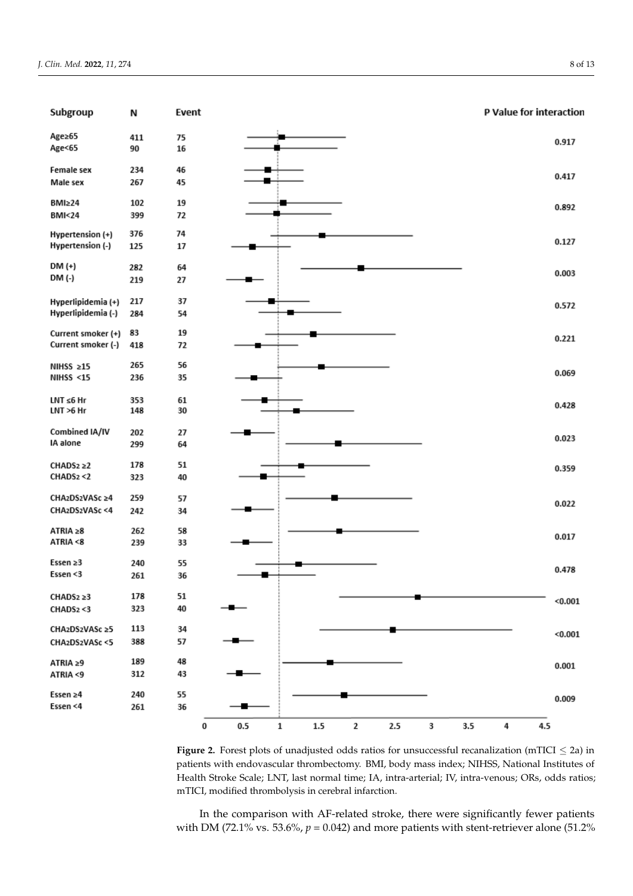| Subgroup | N | Event | P Value for interaction |
|---|---|---|---|
| Age≥65 | 411 | 75 | 0.917 |
| Age<65 | 90 | 16 | |
| Female sex | 234 | 46 | 0.417 |
| Male sex | 267 | 45 | |
| BMI≥24 | 102 | 19 | 0.892 |
| BMI<24 | 399 | 72 | |
| Hypertension (+) | 376 | 74 | 0.127 |
| Hypertension (-) | 125 | 17 | |
| DM (+) | 282 | 64 | 0.003 |
| DM (-) | 219 | 27 | |
| Hyperlipidemia (+) | 217 | 37 | 0.572 |
| Hyperlipidemia (-) | 284 | 54 | |
| Current smoker (+) | 83 | 19 | 0.221 |
| Current smoker (-) | 418 | 72 | |
| NIHSS ≥15 | 265 | 56 | 0.069 |
| NIHSS <15 | 236 | 35 | |
| LNT ≤6 Hr | 353 | 61 | 0.428 |
| LNT >6 Hr | 148 | 30 | |
| Combined IA/IV | 202 | 27 | 0.023 |
| IA alone | 299 | 64 | |
| $CHADS_2$ ≥2 | 178 | 51 | 0.359 |
| $CHADS_2$ <2 | 323 | 40 | |
| $CHA_2DS_2VASc$ ≥4 | 259 | 57 | 0.022 |
| $CHA_2DS_2VASc$ <4 | 242 | 34 | |
| ATRIA ≥8 | 262 | 58 | 0.017 |
| ATRIA <8 | 239 | 33 | |
| Essen ≥3 | 240 | 55 | 0.478 |
| Essen <3 | 261 | 36 | |
| $CHADS_2$ ≥3 | 178 | 51 | <0.001 |
| $CHADS_2$ <3 | 323 | 40 | |
| $CHA_2DS_2VASc$ ≥5 | 113 | 34 | <0.001 |
| $CHA_2DS_2VASc$ <5 | 388 | 57 | |
| ATRIA ≥9 | 189 | 48 | 0.001 |
| ATRIA <9 | 312 | 43 | |
| Essen ≥4 | 240 | 55 | 0.009 |
| Essen <4 | 261 | 36 | |

**Figure 2.** Forest plots of unadjusted odds ratios for unsuccessful recanalization (mTICI ≤ 2a) in patients with endovascular thrombectomy. BMI, body mass index; NIHSS, National Institutes of Health Stroke Scale; LNT, last normal time; IA, intra-arterial; IV, intra-venous; ORs, odds ratios; mTICI, modified thrombolysis in cerebral infarction.

In the comparison with AF-related stroke, there were significantly fewer patients with DM (72.1% vs. 53.6%, $p = 0.042$) and more patients with stent-retriever alone (51.2%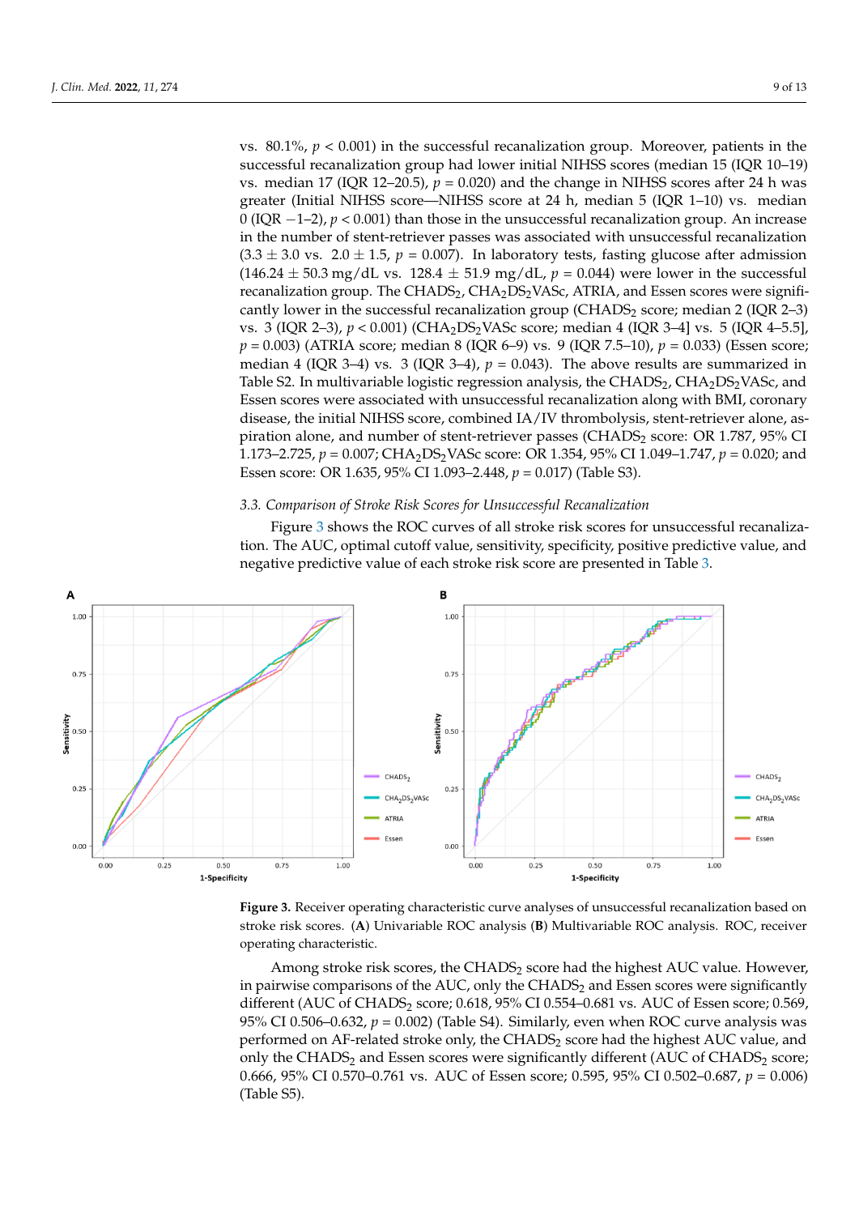vs. 80.1%, $p < 0.001$) in the successful recanalization group. Moreover, patients in the successful recanalization group had lower initial NIHSS scores (median 15 (IQR 10–19) vs. median 17 (IQR 12–20.5), $p = 0.020$) and the change in NIHSS scores after 24 h was greater (Initial NIHSS score—NIHSS score at 24 h, median 5 (IQR 1–10) vs. median 0 (IQR −1–2), $p < 0.001$) than those in the unsuccessful recanalization group. An increase in the number of stent-retriever passes was associated with unsuccessful recanalization (3.3 ± 3.0 vs. 2.0 ± 1.5, $p = 0.007$). In laboratory tests, fasting glucose after admission (146.24 ± 50.3 mg/dL vs. 128.4 ± 51.9 mg/dL, $p = 0.044$) were lower in the successful recanalization group. The $CHADS_2$, $CHA_2DS_2VASc$, ATRIA, and Essen scores were significantly lower in the successful recanalization group ($CHADS_2$ score; median 2 (IQR 2–3) vs. 3 (IQR 2–3), $p < 0.001$) ($CHA_2DS_2VASc$ score; median 4 (IQR 3–4] vs. 5 (IQR 4–5.5], $p = 0.003$) (ATRIA score; median 8 (IQR 6–9) vs. 9 (IQR 7.5–10), $p = 0.033$) (Essen score; median 4 (IQR 3–4) vs. 3 (IQR 3–4), $p = 0.043$). The above results are summarized in Table S2. In multivariable logistic regression analysis, the $CHADS_2$, $CHA_2DS_2VASc$, and Essen scores were associated with unsuccessful recanalization along with BMI, coronary disease, the initial NIHSS score, combined IA/IV thrombolysis, stent-retriever alone, aspiration alone, and number of stent-retriever passes ($CHADS_2$ score: OR 1.787, 95% CI 1.173–2.725, $p = 0.007$; $CHA_2DS_2VASc$ score: OR 1.354, 95% CI 1.049–1.747, $p = 0.020$; and Essen score: OR 1.635, 95% CI 1.093–2.448, $p = 0.017$) (Table S3).

### 3.3. Comparison of Stroke Risk Scores for Unsuccessful Recanalization

Figure 3 shows the ROC curves of all stroke risk scores for unsuccessful recanalization. The AUC, optimal cutoff value, sensitivity, specificity, positive predictive value, and negative predictive value of each stroke risk score are presented in Table 3.

**Figure 3.** Receiver operating characteristic curve analyses of unsuccessful recanalization based on stroke risk scores. (**A**) Univariable ROC analysis (**B**) Multivariable ROC analysis. ROC, receiver operating characteristic.

Among stroke risk scores, the $CHADS_2$ score had the highest AUC value. However, in pairwise comparisons of the AUC, only the $CHADS_2$ and Essen scores were significantly different (AUC of $CHADS_2$ score; 0.618, 95% CI 0.554–0.681 vs. AUC of Essen score; 0.569, 95% CI 0.506–0.632, $p = 0.002$) (Table S4). Similarly, even when ROC curve analysis was performed on AF-related stroke only, the $CHADS_2$ score had the highest AUC value, and only the $CHADS_2$ and Essen scores were significantly different (AUC of $CHADS_2$ score; 0.666, 95% CI 0.570–0.761 vs. AUC of Essen score; 0.595, 95% CI 0.502–0.687, $p = 0.006$) (Table S5).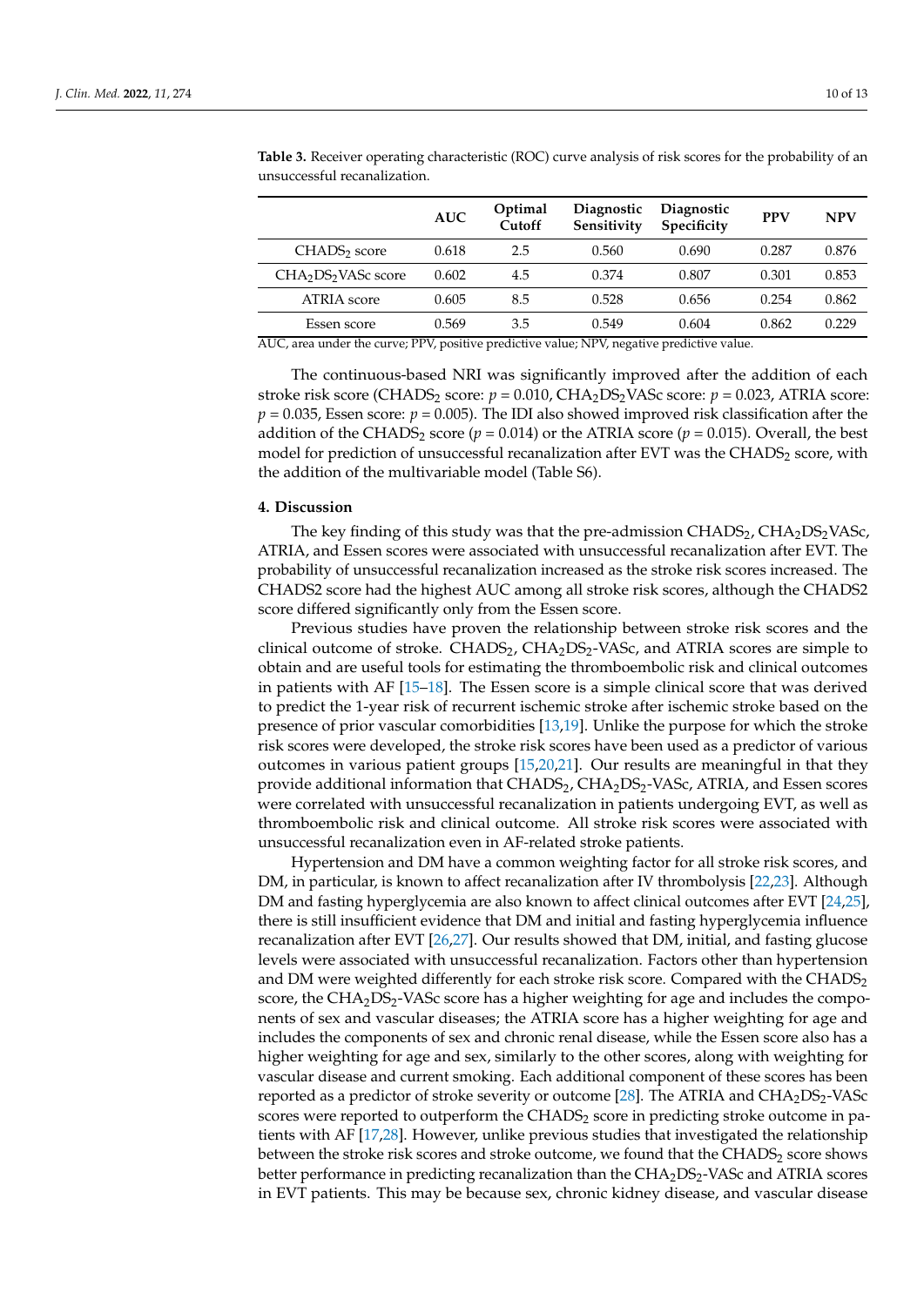**Table 3.** Receiver operating characteristic (ROC) curve analysis of risk scores for the probability of an unsuccessful recanalization.

| | AUC | Optimal Cutoff | Diagnostic Sensitivity | Diagnostic Specificity | PPV | NPV |
|---|---|---|---|---|---|---|
| $CHADS_2$ score | 0.618 | 2.5 | 0.560 | 0.690 | 0.287 | 0.876 |
| $CHA_2DS_2VASc$ score | 0.602 | 4.5 | 0.374 | 0.807 | 0.301 | 0.853 |
| ATRIA score | 0.605 | 8.5 | 0.528 | 0.656 | 0.254 | 0.862 |
| Essen score | 0.569 | 3.5 | 0.549 | 0.604 | 0.862 | 0.229 |

AUC, area under the curve; PPV, positive predictive value; NPV, negative predictive value.

The continuous-based NRI was significantly improved after the addition of each stroke risk score ($CHADS_2$ score: $p = 0.010$, $CHA_2DS_2VASc$ score: $p = 0.023$, ATRIA score: $p = 0.035$, Essen score: $p = 0.005$). The IDI also showed improved risk classification after the addition of the $CHADS_2$ score ($p = 0.014$) or the ATRIA score ($p = 0.015$). Overall, the best model for prediction of unsuccessful recanalization after EVT was the $CHADS_2$ score, with the addition of the multivariable model (Table S6).

## 4. Discussion

The key finding of this study was that the pre-admission $CHADS_2$, $CHA_2DS_2VASc$, ATRIA, and Essen scores were associated with unsuccessful recanalization after EVT. The probability of unsuccessful recanalization increased as the stroke risk scores increased. The CHADS2 score had the highest AUC among all stroke risk scores, although the CHADS2 score differed significantly only from the Essen score.

Previous studies have proven the relationship between stroke risk scores and the clinical outcome of stroke. $CHADS_2$, $CHA_2DS_2$-VASc, and ATRIA scores are simple to obtain and are useful tools for estimating the thromboembolic risk and clinical outcomes in patients with AF [15–18]. The Essen score is a simple clinical score that was derived to predict the 1-year risk of recurrent ischemic stroke after ischemic stroke based on the presence of prior vascular comorbidities [13,19]. Unlike the purpose for which the stroke risk scores were developed, the stroke risk scores have been used as a predictor of various outcomes in various patient groups [15,20,21]. Our results are meaningful in that they provide additional information that $CHADS_2$, $CHA_2DS_2$-VASc, ATRIA, and Essen scores were correlated with unsuccessful recanalization in patients undergoing EVT, as well as thromboembolic risk and clinical outcome. All stroke risk scores were associated with unsuccessful recanalization even in AF-related stroke patients.

Hypertension and DM have a common weighting factor for all stroke risk scores, and DM, in particular, is known to affect recanalization after IV thrombolysis [22,23]. Although DM and fasting hyperglycemia are also known to affect clinical outcomes after EVT [24,25], there is still insufficient evidence that DM and initial and fasting hyperglycemia influence recanalization after EVT [26,27]. Our results showed that DM, initial, and fasting glucose levels were associated with unsuccessful recanalization. Factors other than hypertension and DM were weighted differently for each stroke risk score. Compared with the $CHADS_2$ score, the $CHA_2DS_2$-VASc score has a higher weighting for age and includes the components of sex and vascular diseases; the ATRIA score has a higher weighting for age and includes the components of sex and chronic renal disease, while the Essen score also has a higher weighting for age and sex, similarly to the other scores, along with weighting for vascular disease and current smoking. Each additional component of these scores has been reported as a predictor of stroke severity or outcome [28]. The ATRIA and $CHA_2DS_2$-VASc scores were reported to outperform the $CHADS_2$ score in predicting stroke outcome in patients with AF [17,28]. However, unlike previous studies that investigated the relationship between the stroke risk scores and stroke outcome, we found that the $CHADS_2$ score shows better performance in predicting recanalization than the $CHA_2DS_2$-VASc and ATRIA scores in EVT patients. This may be because sex, chronic kidney disease, and vascular disease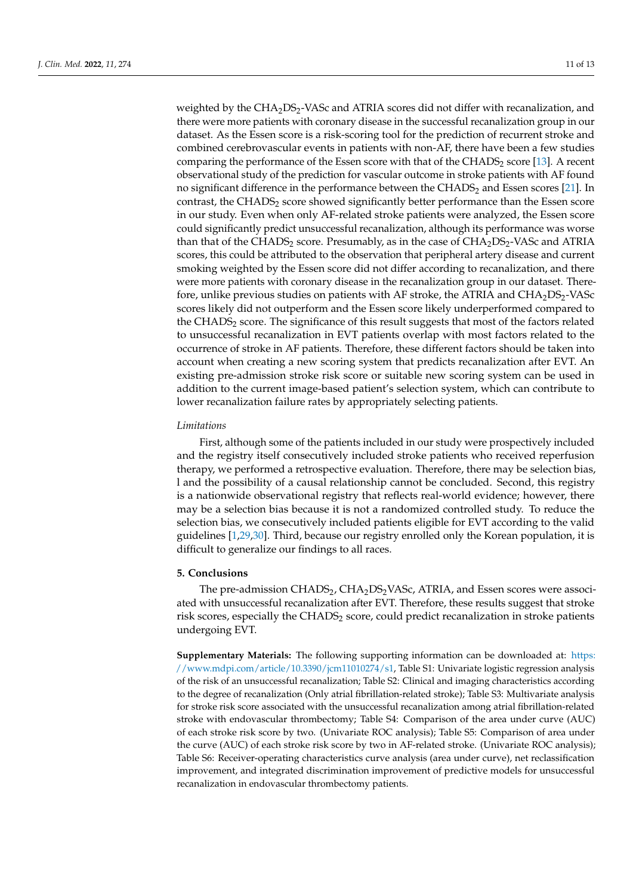weighted by the $CHA_2DS_2$-VASc and ATRIA scores did not differ with recanalization, and there were more patients with coronary disease in the successful recanalization group in our dataset. As the Essen score is a risk-scoring tool for the prediction of recurrent stroke and combined cerebrovascular events in patients with non-AF, there have been a few studies comparing the performance of the Essen score with that of the $CHADS_2$ score [13]. A recent observational study of the prediction for vascular outcome in stroke patients with AF found no significant difference in the performance between the $CHADS_2$ and Essen scores [21]. In contrast, the $CHADS_2$ score showed significantly better performance than the Essen score in our study. Even when only AF-related stroke patients were analyzed, the Essen score could significantly predict unsuccessful recanalization, although its performance was worse than that of the $CHADS_2$ score. Presumably, as in the case of $CHA_2DS_2$-VASc and ATRIA scores, this could be attributed to the observation that peripheral artery disease and current smoking weighted by the Essen score did not differ according to recanalization, and there were more patients with coronary disease in the recanalization group in our dataset. Therefore, unlike previous studies on patients with AF stroke, the ATRIA and $CHA_2DS_2$-VASc scores likely did not outperform and the Essen score likely underperformed compared to the $CHADS_2$ score. The significance of this result suggests that most of the factors related to unsuccessful recanalization in EVT patients overlap with most factors related to the occurrence of stroke in AF patients. Therefore, these different factors should be taken into account when creating a new scoring system that predicts recanalization after EVT. An existing pre-admission stroke risk score or suitable new scoring system can be used in addition to the current image-based patient's selection system, which can contribute to lower recanalization failure rates by appropriately selecting patients.

*Limitations*

First, although some of the patients included in our study were prospectively included and the registry itself consecutively included stroke patients who received reperfusion therapy, we performed a retrospective evaluation. Therefore, there may be selection bias, l and the possibility of a causal relationship cannot be concluded. Second, this registry is a nationwide observational registry that reflects real-world evidence; however, there may be a selection bias because it is not a randomized controlled study. To reduce the selection bias, we consecutively included patients eligible for EVT according to the valid guidelines [1,29,30]. Third, because our registry enrolled only the Korean population, it is difficult to generalize our findings to all races.

## 5. Conclusions

The pre-admission $CHADS_2$, $CHA_2DS_2$VASc, ATRIA, and Essen scores were associated with unsuccessful recanalization after EVT. Therefore, these results suggest that stroke risk scores, especially the $CHADS_2$ score, could predict recanalization in stroke patients undergoing EVT.

**Supplementary Materials:** The following supporting information can be downloaded at: https://www.mdpi.com/article/10.3390/jcm11010274/s1, Table S1: Univariate logistic regression analysis of the risk of an unsuccessful recanalization; Table S2: Clinical and imaging characteristics according to the degree of recanalization (Only atrial fibrillation-related stroke); Table S3: Multivariate analysis for stroke risk score associated with the unsuccessful recanalization among atrial fibrillation-related stroke with endovascular thrombectomy; Table S4: Comparison of the area under curve (AUC) of each stroke risk score by two. (Univariate ROC analysis); Table S5: Comparison of area under the curve (AUC) of each stroke risk score by two in AF-related stroke. (Univariate ROC analysis); Table S6: Receiver-operating characteristics curve analysis (area under curve), net reclassification improvement, and integrated discrimination improvement of predictive models for unsuccessful recanalization in endovascular thrombectomy patients.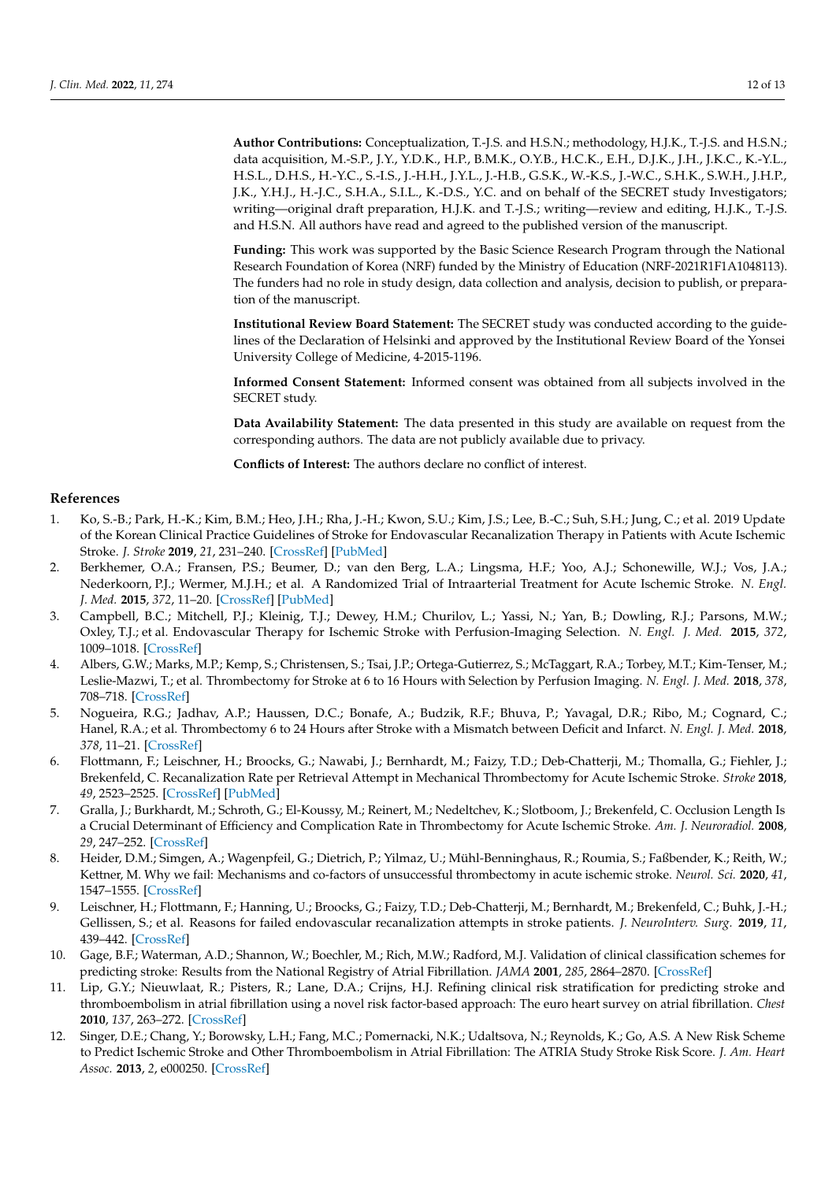**Author Contributions:** Conceptualization, T.-J.S. and H.S.N.; methodology, H.J.K., T.-J.S. and H.S.N.; data acquisition, M.-S.P., J.Y., Y.D.K., H.P., B.M.K., O.Y.B., H.C.K., E.H., D.J.K., J.H., J.K.C., K.-Y.L., H.S.L., D.H.S., H.-Y.C., S.-I.S., J.-H.H., J.Y.L., J.-H.B., G.S.K., W.-K.S., J.-W.C., S.H.K., S.W.H., J.H.P., J.K., Y.H.J., H.-J.C., S.H.A., S.I.L., K.-D.S., Y.C. and on behalf of the SECRET study Investigators; writing—original draft preparation, H.J.K. and T.-J.S.; writing—review and editing, H.J.K., T.-J.S. and H.S.N. All authors have read and agreed to the published version of the manuscript.

**Funding:** This work was supported by the Basic Science Research Program through the National Research Foundation of Korea (NRF) funded by the Ministry of Education (NRF-2021R1F1A1048113). The funders had no role in study design, data collection and analysis, decision to publish, or preparation of the manuscript.

**Institutional Review Board Statement:** The SECRET study was conducted according to the guidelines of the Declaration of Helsinki and approved by the Institutional Review Board of the Yonsei University College of Medicine, 4-2015-1196.

**Informed Consent Statement:** Informed consent was obtained from all subjects involved in the SECRET study.

**Data Availability Statement:** The data presented in this study are available on request from the corresponding authors. The data are not publicly available due to privacy.

**Conflicts of Interest:** The authors declare no conflict of interest.

## References

1. Ko, S.-B.; Park, H.-K.; Kim, B.M.; Heo, J.H.; Rha, J.-H.; Kwon, S.U.; Kim, J.S.; Lee, B.-C.; Suh, S.H.; Jung, C.; et al. 2019 Update of the Korean Clinical Practice Guidelines of Stroke for Endovascular Recanalization Therapy in Patients with Acute Ischemic Stroke. *J. Stroke* **2019**, *21*, 231–240. [CrossRef] [PubMed]
2. Berkhemer, O.A.; Fransen, P.S.; Beumer, D.; van den Berg, L.A.; Lingsma, H.F.; Yoo, A.J.; Schonewille, W.J.; Vos, J.A.; Nederkoorn, P.J.; Wermer, M.J.H.; et al. A Randomized Trial of Intraarterial Treatment for Acute Ischemic Stroke. *N. Engl. J. Med.* **2015**, *372*, 11–20. [CrossRef] [PubMed]
3. Campbell, B.C.; Mitchell, P.J.; Kleinig, T.J.; Dewey, H.M.; Churilov, L.; Yassi, N.; Yan, B.; Dowling, R.J.; Parsons, M.W.; Oxley, T.J.; et al. Endovascular Therapy for Ischemic Stroke with Perfusion-Imaging Selection. *N. Engl. J. Med.* **2015**, *372*, 1009–1018. [CrossRef]
4. Albers, G.W.; Marks, M.P.; Kemp, S.; Christensen, S.; Tsai, J.P.; Ortega-Gutierrez, S.; McTaggart, R.A.; Torbey, M.T.; Kim-Tenser, M.; Leslie-Mazwi, T.; et al. Thrombectomy for Stroke at 6 to 16 Hours with Selection by Perfusion Imaging. *N. Engl. J. Med.* **2018**, *378*, 708–718. [CrossRef]
5. Nogueira, R.G.; Jadhav, A.P.; Haussen, D.C.; Bonafe, A.; Budzik, R.F.; Bhuva, P.; Yavagal, D.R.; Ribo, M.; Cognard, C.; Hanel, R.A.; et al. Thrombectomy 6 to 24 Hours after Stroke with a Mismatch between Deficit and Infarct. *N. Engl. J. Med.* **2018**, *378*, 11–21. [CrossRef]
6. Flottmann, F.; Leischner, H.; Broocks, G.; Nawabi, J.; Bernhardt, M.; Faizy, T.D.; Deb-Chatterji, M.; Thomalla, G.; Fiehler, J.; Brekenfeld, C. Recanalization Rate per Retrieval Attempt in Mechanical Thrombectomy for Acute Ischemic Stroke. *Stroke* **2018**, *49*, 2523–2525. [CrossRef] [PubMed]
7. Gralla, J.; Burkhardt, M.; Schroth, G.; El-Koussy, M.; Reinert, M.; Nedeltchev, K.; Slotboom, J.; Brekenfeld, C. Occlusion Length Is a Crucial Determinant of Efficiency and Complication Rate in Thrombectomy for Acute Ischemic Stroke. *Am. J. Neuroradiol.* **2008**, *29*, 247–252. [CrossRef]
8. Heider, D.M.; Simgen, A.; Wagenpfeil, G.; Dietrich, P.; Yilmaz, U.; Mühl-Benninghaus, R.; Roumia, S.; Faßbender, K.; Reith, W.; Kettner, M. Why we fail: Mechanisms and co-factors of unsuccessful thrombectomy in acute ischemic stroke. *Neurol. Sci.* **2020**, *41*, 1547–1555. [CrossRef]
9. Leischner, H.; Flottmann, F.; Hanning, U.; Broocks, G.; Faizy, T.D.; Deb-Chatterji, M.; Bernhardt, M.; Brekenfeld, C.; Buhk, J.-H.; Gellissen, S.; et al. Reasons for failed endovascular recanalization attempts in stroke patients. *J. NeuroInterv. Surg.* **2019**, *11*, 439–442. [CrossRef]
10. Gage, B.F.; Waterman, A.D.; Shannon, W.; Boechler, M.; Rich, M.W.; Radford, M.J. Validation of clinical classification schemes for predicting stroke: Results from the National Registry of Atrial Fibrillation. *JAMA* **2001**, *285*, 2864–2870. [CrossRef]
11. Lip, G.Y.; Nieuwlaat, R.; Pisters, R.; Lane, D.A.; Crijns, H.J. Refining clinical risk stratification for predicting stroke and thromboembolism in atrial fibrillation using a novel risk factor-based approach: The euro heart survey on atrial fibrillation. *Chest* **2010**, *137*, 263–272. [CrossRef]
12. Singer, D.E.; Chang, Y.; Borowsky, L.H.; Fang, M.C.; Pomernacki, N.K.; Udaltsova, N.; Reynolds, K.; Go, A.S. A New Risk Scheme to Predict Ischemic Stroke and Other Thromboembolism in Atrial Fibrillation: The ATRIA Study Stroke Risk Score. *J. Am. Heart Assoc.* **2013**, *2*, e000250. [CrossRef]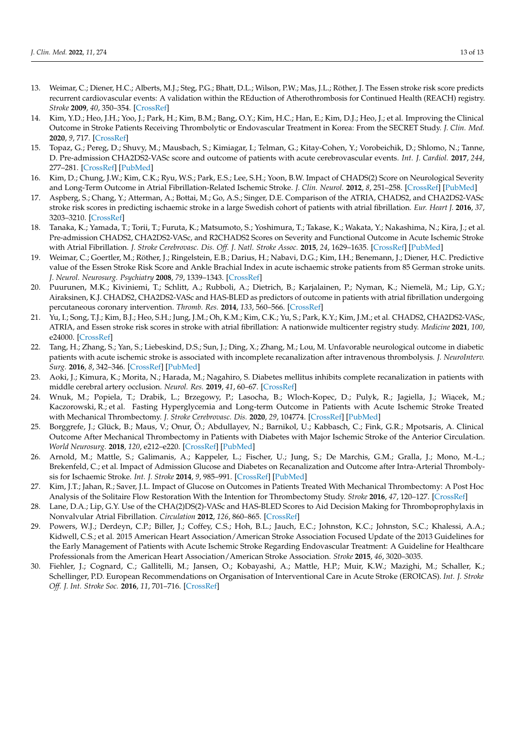13. Weimar, C.; Diener, H.C.; Alberts, M.J.; Steg, P.G.; Bhatt, D.L.; Wilson, P.W.; Mas, J.L.; Röther, J. The Essen stroke risk score predicts recurrent cardiovascular events: A validation within the REduction of Atherothrombosis for Continued Health (REACH) registry. *Stroke* **2009**, *40*, 350–354. [CrossRef]
14. Kim, Y.D.; Heo, J.H.; Yoo, J.; Park, H.; Kim, B.M.; Bang, O.Y.; Kim, H.C.; Han, E.; Kim, D.J.; Heo, J.; et al. Improving the Clinical Outcome in Stroke Patients Receiving Thrombolytic or Endovascular Treatment in Korea: From the SECRET Study. *J. Clin. Med.* **2020**, *9*, 717. [CrossRef]
15. Topaz, G.; Pereg, D.; Shuvy, M.; Mausbach, S.; Kimiagar, I.; Telman, G.; Kitay-Cohen, Y.; Vorobeichik, D.; Shlomo, N.; Tanne, D. Pre-admission CHA2DS2-VASc score and outcome of patients with acute cerebrovascular events. *Int. J. Cardiol.* **2017**, *244*, 277–281. [CrossRef] [PubMed]
16. Kim, D.; Chung, J.W.; Kim, C.K.; Ryu, W.S.; Park, E.S.; Lee, S.H.; Yoon, B.W. Impact of CHADS(2) Score on Neurological Severity and Long-Term Outcome in Atrial Fibrillation-Related Ischemic Stroke. *J. Clin. Neurol.* **2012**, *8*, 251–258. [CrossRef] [PubMed]
17. Aspberg, S.; Chang, Y.; Atterman, A.; Bottai, M.; Go, A.S.; Singer, D.E. Comparison of the ATRIA, CHADS2, and CHA2DS2-VASc stroke risk scores in predicting ischaemic stroke in a large Swedish cohort of patients with atrial fibrillation. *Eur. Heart J.* **2016**, *37*, 3203–3210. [CrossRef]
18. Tanaka, K.; Yamada, T.; Torii, T.; Furuta, K.; Matsumoto, S.; Yoshimura, T.; Takase, K.; Wakata, Y.; Nakashima, N.; Kira, J.; et al. Pre-admission CHADS2, CHA2DS2-VASc, and R2CHADS2 Scores on Severity and Functional Outcome in Acute Ischemic Stroke with Atrial Fibrillation. *J. Stroke Cerebrovasc. Dis. Off. J. Natl. Stroke Assoc.* **2015**, *24*, 1629–1635. [CrossRef] [PubMed]
19. Weimar, C.; Goertler, M.; Röther, J.; Ringelstein, E.B.; Darius, H.; Nabavi, D.G.; Kim, I.H.; Benemann, J.; Diener, H.C. Predictive value of the Essen Stroke Risk Score and Ankle Brachial Index in acute ischaemic stroke patients from 85 German stroke units. *J. Neurol. Neurosurg. Psychiatry* **2008**, *79*, 1339–1343. [CrossRef]
20. Puurunen, M.K.; Kiviniemi, T.; Schlitt, A.; Rubboli, A.; Dietrich, B.; Karjalainen, P.; Nyman, K.; Niemelä, M.; Lip, G.Y.; Airaksinen, K.J. CHADS2, CHA2DS2-VASc and HAS-BLED as predictors of outcome in patients with atrial fibrillation undergoing percutaneous coronary intervention. *Thromb. Res.* **2014**, *133*, 560–566. [CrossRef]
21. Yu, I.; Song, T.J.; Kim, B.J.; Heo, S.H.; Jung, J.M.; Oh, K.M.; Kim, C.K.; Yu, S.; Park, K.Y.; Kim, J.M.; et al. CHADS2, CHA2DS2-VASc, ATRIA, and Essen stroke risk scores in stroke with atrial fibrillation: A nationwide multicenter registry study. *Medicine* **2021**, *100*, e24000. [CrossRef]
22. Tang, H.; Zhang, S.; Yan, S.; Liebeskind, D.S.; Sun, J.; Ding, X.; Zhang, M.; Lou, M. Unfavorable neurological outcome in diabetic patients with acute ischemic stroke is associated with incomplete recanalization after intravenous thrombolysis. *J. NeuroInterv. Surg.* **2016**, *8*, 342–346. [CrossRef] [PubMed]
23. Aoki, J.; Kimura, K.; Morita, N.; Harada, M.; Nagahiro, S. Diabetes mellitus inhibits complete recanalization in patients with middle cerebral artery occlusion. *Neurol. Res.* **2019**, *41*, 60–67. [CrossRef]
24. Wnuk, M.; Popiela, T.; Drabik, L.; Brzegowy, P.; Lasocha, B.; Wloch-Kopec, D.; Pulyk, R.; Jagiella, J.; Wiącek, M.; Kaczorowski, R.; et al. Fasting Hyperglycemia and Long-term Outcome in Patients with Acute Ischemic Stroke Treated with Mechanical Thrombectomy. *J. Stroke Cerebrovasc. Dis.* **2020**, *29*, 104774. [CrossRef] [PubMed]
25. Borggrefe, J.; Glück, B.; Maus, V.; Onur, Ö.; Abdullayev, N.; Barnikol, U.; Kabbasch, C.; Fink, G.R.; Mpotsaris, A. Clinical Outcome After Mechanical Thrombectomy in Patients with Diabetes with Major Ischemic Stroke of the Anterior Circulation. *World Neurosurg.* **2018**, *120*, e212–e220. [CrossRef] [PubMed]
26. Arnold, M.; Mattle, S.; Galimanis, A.; Kappeler, L.; Fischer, U.; Jung, S.; De Marchis, G.M.; Gralla, J.; Mono, M.-L.; Brekenfeld, C.; et al. Impact of Admission Glucose and Diabetes on Recanalization and Outcome after Intra-Arterial Thrombolysis for Ischaemic Stroke. *Int. J. Stroke* **2014**, *9*, 985–991. [CrossRef] [PubMed]
27. Kim, J.T.; Jahan, R.; Saver, J.L. Impact of Glucose on Outcomes in Patients Treated With Mechanical Thrombectomy: A Post Hoc Analysis of the Solitaire Flow Restoration With the Intention for Thrombectomy Study. *Stroke* **2016**, *47*, 120–127. [CrossRef]
28. Lane, D.A.; Lip, G.Y. Use of the CHA(2)DS(2)-VASc and HAS-BLED Scores to Aid Decision Making for Thromboprophylaxis in Nonvalvular Atrial Fibrillation. *Circulation* **2012**, *126*, 860–865. [CrossRef]
29. Powers, W.J.; Derdeyn, C.P.; Biller, J.; Coffey, C.S.; Hoh, B.L.; Jauch, E.C.; Johnston, K.C.; Johnston, S.C.; Khalessi, A.A.; Kidwell, C.S.; et al. 2015 American Heart Association/American Stroke Association Focused Update of the 2013 Guidelines for the Early Management of Patients with Acute Ischemic Stroke Regarding Endovascular Treatment: A Guideline for Healthcare Professionals from the American Heart Association/American Stroke Association. *Stroke* **2015**, *46*, 3020–3035.
30. Fiehler, J.; Cognard, C.; Gallitelli, M.; Jansen, O.; Kobayashi, A.; Mattle, H.P.; Muir, K.W.; Mazighi, M.; Schaller, K.; Schellinger, P.D. European Recommendations on Organisation of Interventional Care in Acute Stroke (EROICAS). *Int. J. Stroke Off. J. Int. Stroke Soc.* **2016**, *11*, 701–716. [CrossRef]